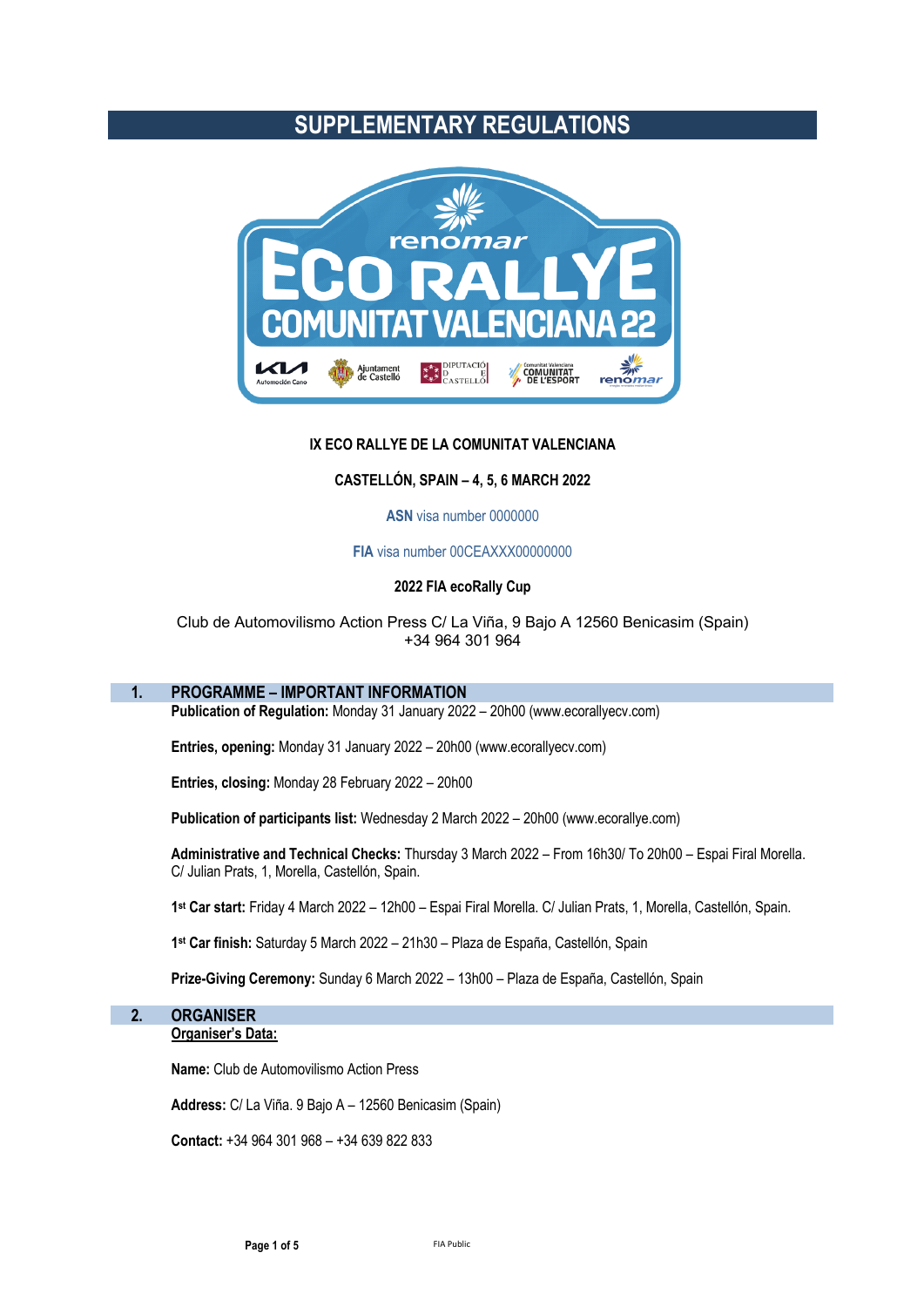# SUPPLEMENTARY REGULATIONS

**IX ECO RALLYE DE LA COMUNITAT VALENCIANA**

**CASTELLÓN, SPAIN – 4, 5, 6 MARCH 2022**

**ASN** visa number 0000000

**FIA** visa number 00CEAXXX00000000

**2022 FIA ecoRally Cup**

Club de Automovilismo Action Press C/ La Viña, 9 Bajo A 12560 Benicasim (Spain)
+34 964 301 964

## 1. PROGRAMME – IMPORTANT INFORMATION

**Publication of Regulation:** Monday 31 January 2022 – 20h00 (www.ecorallyecv.com)

**Entries, opening:** Monday 31 January 2022 – 20h00 (www.ecorallyecv.com)

**Entries, closing:** Monday 28 February 2022 – 20h00

**Publication of participants list:** Wednesday 2 March 2022 – 20h00 (www.ecorallye.com)

**Administrative and Technical Checks:** Thursday 3 March 2022 – From 16h30/ To 20h00 – Espai Firal Morella. C/ Julian Prats, 1, Morella, Castellón, Spain.

**1st Car start:** Friday 4 March 2022 – 12h00 – Espai Firal Morella. C/ Julian Prats, 1, Morella, Castellón, Spain.

**1st Car finish:** Saturday 5 March 2022 – 21h30 – Plaza de España, Castellón, Spain

**Prize-Giving Ceremony:** Sunday 6 March 2022 – 13h00 – Plaza de España, Castellón, Spain

## 2. ORGANISER

**Organiser's Data:**

**Name:** Club de Automovilismo Action Press

**Address:** C/ La Viña. 9 Bajo A – 12560 Benicasim (Spain)

**Contact:** +34 964 301 968 – +34 639 822 833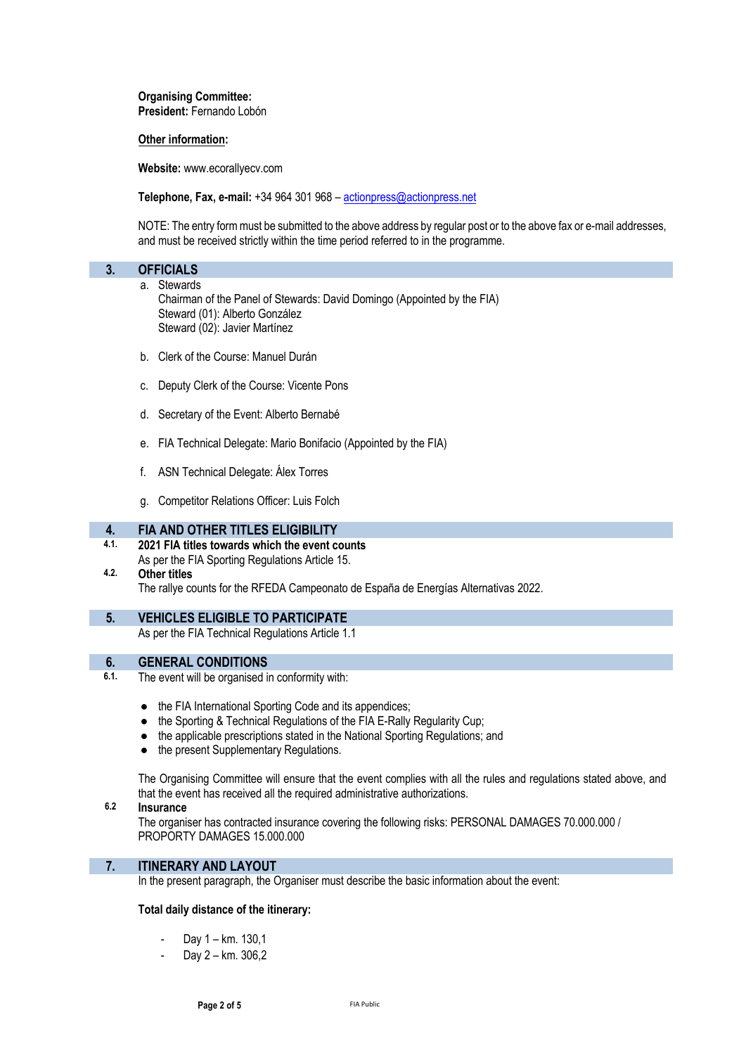**Organising Committee:**
**President:** Fernando Lobón

**Other information:**

**Website:** www.ecorallyecv.com

**Telephone, Fax, e-mail:** +34 964 301 968 – actionpress@actionpress.net

NOTE: The entry form must be submitted to the above address by regular post or to the above fax or e-mail addresses, and must be received strictly within the time period referred to in the programme.

## 3. OFFICIALS

a. Stewards
Chairman of the Panel of Stewards: David Domingo (Appointed by the FIA)
Steward (01): Alberto González
Steward (02): Javier Martínez

b. Clerk of the Course: Manuel Durán

c. Deputy Clerk of the Course: Vicente Pons

d. Secretary of the Event: Alberto Bernabé

e. FIA Technical Delegate: Mario Bonifacio (Appointed by the FIA)

f. ASN Technical Delegate: Álex Torres

g. Competitor Relations Officer: Luis Folch

## 4. FIA AND OTHER TITLES ELIGIBILITY

**4.1. 2021 FIA titles towards which the event counts**
As per the FIA Sporting Regulations Article 15.

**4.2. Other titles**
The rallye counts for the RFEDA Campeonato de España de Energías Alternativas 2022.

## 5. VEHICLES ELIGIBLE TO PARTICIPATE

As per the FIA Technical Regulations Article 1.1

## 6. GENERAL CONDITIONS

**6.1.** The event will be organised in conformity with:

- the FIA International Sporting Code and its appendices;
- the Sporting & Technical Regulations of the FIA E-Rally Regularity Cup;
- the applicable prescriptions stated in the National Sporting Regulations; and
- the present Supplementary Regulations.

The Organising Committee will ensure that the event complies with all the rules and regulations stated above, and that the event has received all the required administrative authorizations.

**6.2 Insurance**
The organiser has contracted insurance covering the following risks: PERSONAL DAMAGES 70.000.000 / PROPORTY DAMAGES 15.000.000

## 7. ITINERARY AND LAYOUT

In the present paragraph, the Organiser must describe the basic information about the event:

**Total daily distance of the itinerary:**

- Day 1 – km. 130,1
- Day 2 – km. 306,2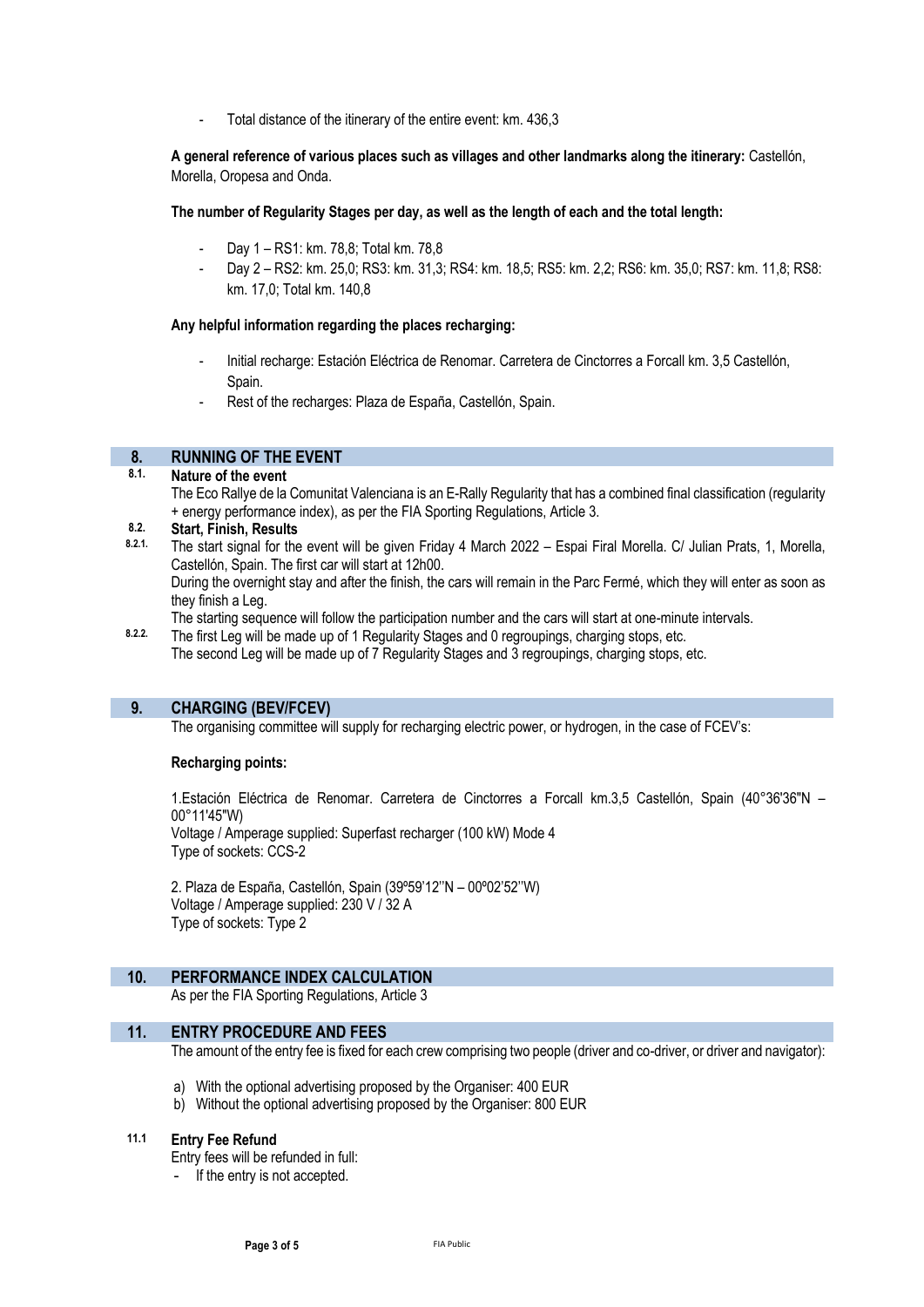- Total distance of the itinerary of the entire event: km. 436,3

**A general reference of various places such as villages and other landmarks along the itinerary:** Castellón, Morella, Oropesa and Onda.

**The number of Regularity Stages per day, as well as the length of each and the total length:**

- Day 1 – RS1: km. 78,8; Total km. 78,8
- Day 2 – RS2: km. 25,0; RS3: km. 31,3; RS4: km. 18,5; RS5: km. 2,2; RS6: km. 35,0; RS7: km. 11,8; RS8: km. 17,0; Total km. 140,8

**Any helpful information regarding the places recharging:**

- Initial recharge: Estación Eléctrica de Renomar. Carretera de Cinctorres a Forcall km. 3,5 Castellón, Spain.
- Rest of the recharges: Plaza de España, Castellón, Spain.

## 8. RUNNING OF THE EVENT

### 8.1. Nature of the event

The Eco Rallye de la Comunitat Valenciana is an E-Rally Regularity that has a combined final classification (regularity + energy performance index), as per the FIA Sporting Regulations, Article 3.

### 8.2. Start, Finish, Results

**8.2.1.** The start signal for the event will be given Friday 4 March 2022 – Espai Firal Morella. C/ Julian Prats, 1, Morella, Castellón, Spain. The first car will start at 12h00.

During the overnight stay and after the finish, the cars will remain in the Parc Fermé, which they will enter as soon as they finish a Leg.

The starting sequence will follow the participation number and the cars will start at one-minute intervals.

**8.2.2.** The first Leg will be made up of 1 Regularity Stages and 0 regroupings, charging stops, etc.

The second Leg will be made up of 7 Regularity Stages and 3 regroupings, charging stops, etc.

## 9. CHARGING (BEV/FCEV)

The organising committee will supply for recharging electric power, or hydrogen, in the case of FCEV's:

**Recharging points:**

1.Estación Eléctrica de Renomar. Carretera de Cinctorres a Forcall km.3,5 Castellón, Spain (40°36'36"N – 00°11'45"W)
Voltage / Amperage supplied: Superfast recharger (100 kW) Mode 4
Type of sockets: CCS-2

2. Plaza de España, Castellón, Spain (39º59'12''N – 00º02'52''W)
Voltage / Amperage supplied: 230 V / 32 A
Type of sockets: Type 2

## 10. PERFORMANCE INDEX CALCULATION

As per the FIA Sporting Regulations, Article 3

## 11. ENTRY PROCEDURE AND FEES

The amount of the entry fee is fixed for each crew comprising two people (driver and co-driver, or driver and navigator):

a) With the optional advertising proposed by the Organiser: 400 EUR
b) Without the optional advertising proposed by the Organiser: 800 EUR

### 11.1 Entry Fee Refund

Entry fees will be refunded in full:

- If the entry is not accepted.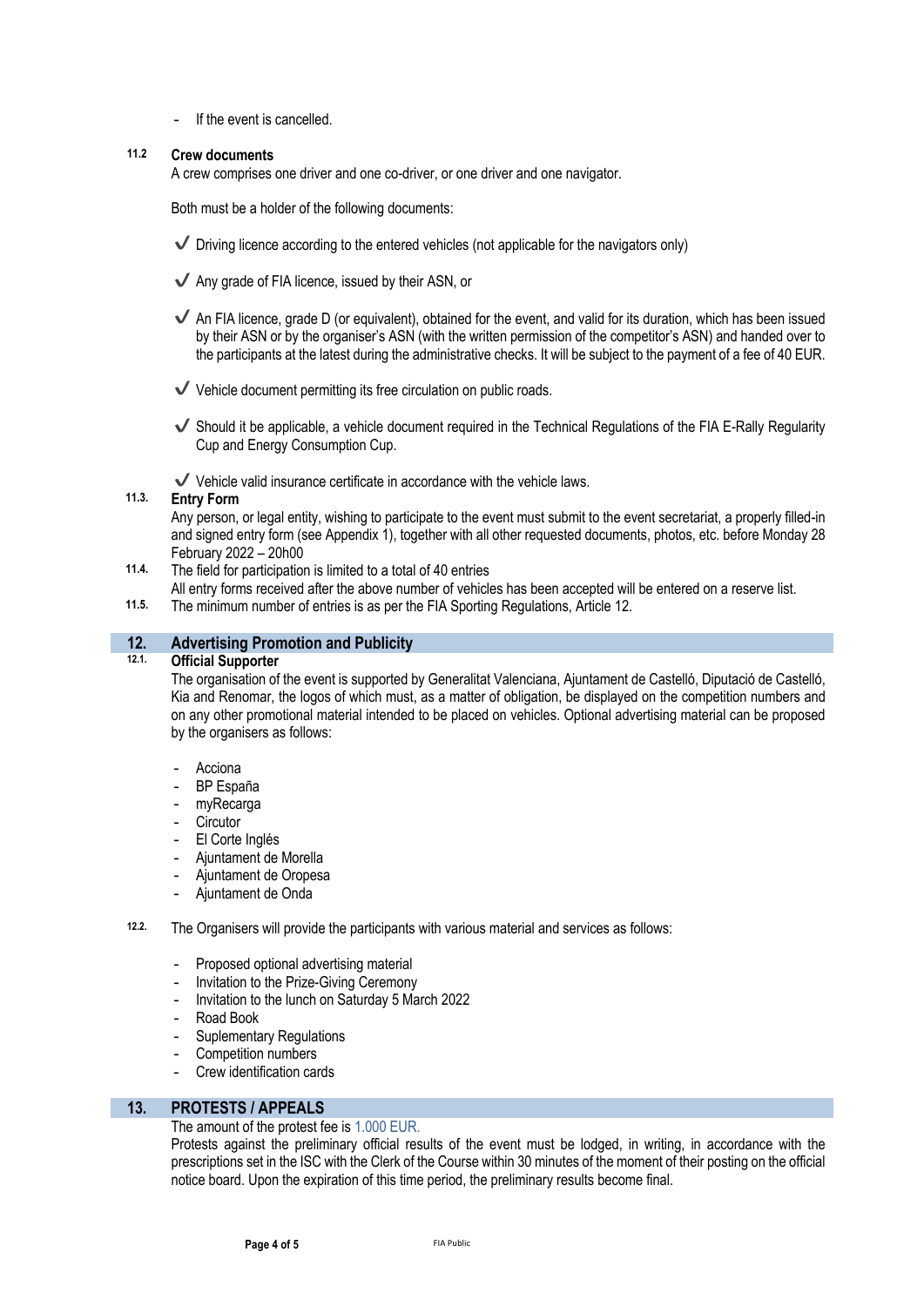- If the event is cancelled.

**11.2 Crew documents**

A crew comprises one driver and one co-driver, or one driver and one navigator.

Both must be a holder of the following documents:

- ✔ Driving licence according to the entered vehicles (not applicable for the navigators only)
- ✔ Any grade of FIA licence, issued by their ASN, or
- ✔ An FIA licence, grade D (or equivalent), obtained for the event, and valid for its duration, which has been issued by their ASN or by the organiser's ASN (with the written permission of the competitor's ASN) and handed over to the participants at the latest during the administrative checks. It will be subject to the payment of a fee of 40 EUR.
- ✔ Vehicle document permitting its free circulation on public roads.
- ✔ Should it be applicable, a vehicle document required in the Technical Regulations of the FIA E-Rally Regularity Cup and Energy Consumption Cup.
- ✔ Vehicle valid insurance certificate in accordance with the vehicle laws.

**11.3. Entry Form**

Any person, or legal entity, wishing to participate to the event must submit to the event secretariat, a properly filled-in and signed entry form (see Appendix 1), together with all other requested documents, photos, etc. before Monday 28 February 2022 – 20h00

**11.4.** The field for participation is limited to a total of 40 entries

All entry forms received after the above number of vehicles has been accepted will be entered on a reserve list.

**11.5.** The minimum number of entries is as per the FIA Sporting Regulations, Article 12.

## 12. Advertising Promotion and Publicity

**12.1. Official Supporter**

The organisation of the event is supported by Generalitat Valenciana, Ajuntament de Castelló, Diputació de Castelló, Kia and Renomar, the logos of which must, as a matter of obligation, be displayed on the competition numbers and on any other promotional material intended to be placed on vehicles. Optional advertising material can be proposed by the organisers as follows:

- Acciona
- BP España
- myRecarga
- Circutor
- El Corte Inglés
- Ajuntament de Morella
- Ajuntament de Oropesa
- Ajuntament de Onda

**12.2.** The Organisers will provide the participants with various material and services as follows:

- Proposed optional advertising material
- Invitation to the Prize-Giving Ceremony
- Invitation to the lunch on Saturday 5 March 2022
- Road Book
- Suplementary Regulations
- Competition numbers
- Crew identification cards

## 13. PROTESTS / APPEALS

The amount of the protest fee is 1.000 EUR.

Protests against the preliminary official results of the event must be lodged, in writing, in accordance with the prescriptions set in the ISC with the Clerk of the Course within 30 minutes of the moment of their posting on the official notice board. Upon the expiration of this time period, the preliminary results become final.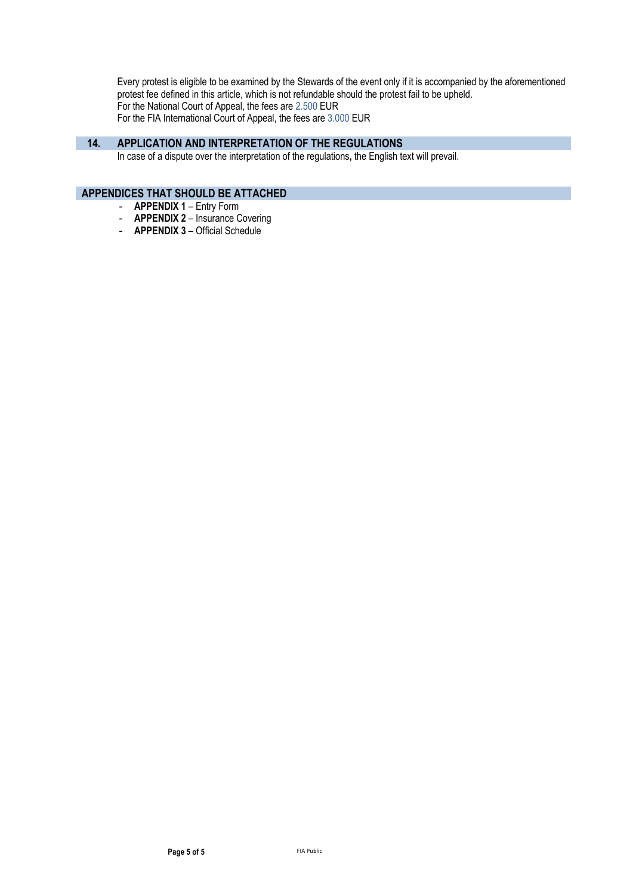Every protest is eligible to be examined by the Stewards of the event only if it is accompanied by the aforementioned protest fee defined in this article, which is not refundable should the protest fail to be upheld.
For the National Court of Appeal, the fees are 2.500 EUR
For the FIA International Court of Appeal, the fees are 3.000 EUR

## 14. APPLICATION AND INTERPRETATION OF THE REGULATIONS

In case of a dispute over the interpretation of the regulations**,** the English text will prevail.

## APPENDICES THAT SHOULD BE ATTACHED

- **APPENDIX 1** – Entry Form
- **APPENDIX 2** – Insurance Covering
- **APPENDIX 3** – Official Schedule